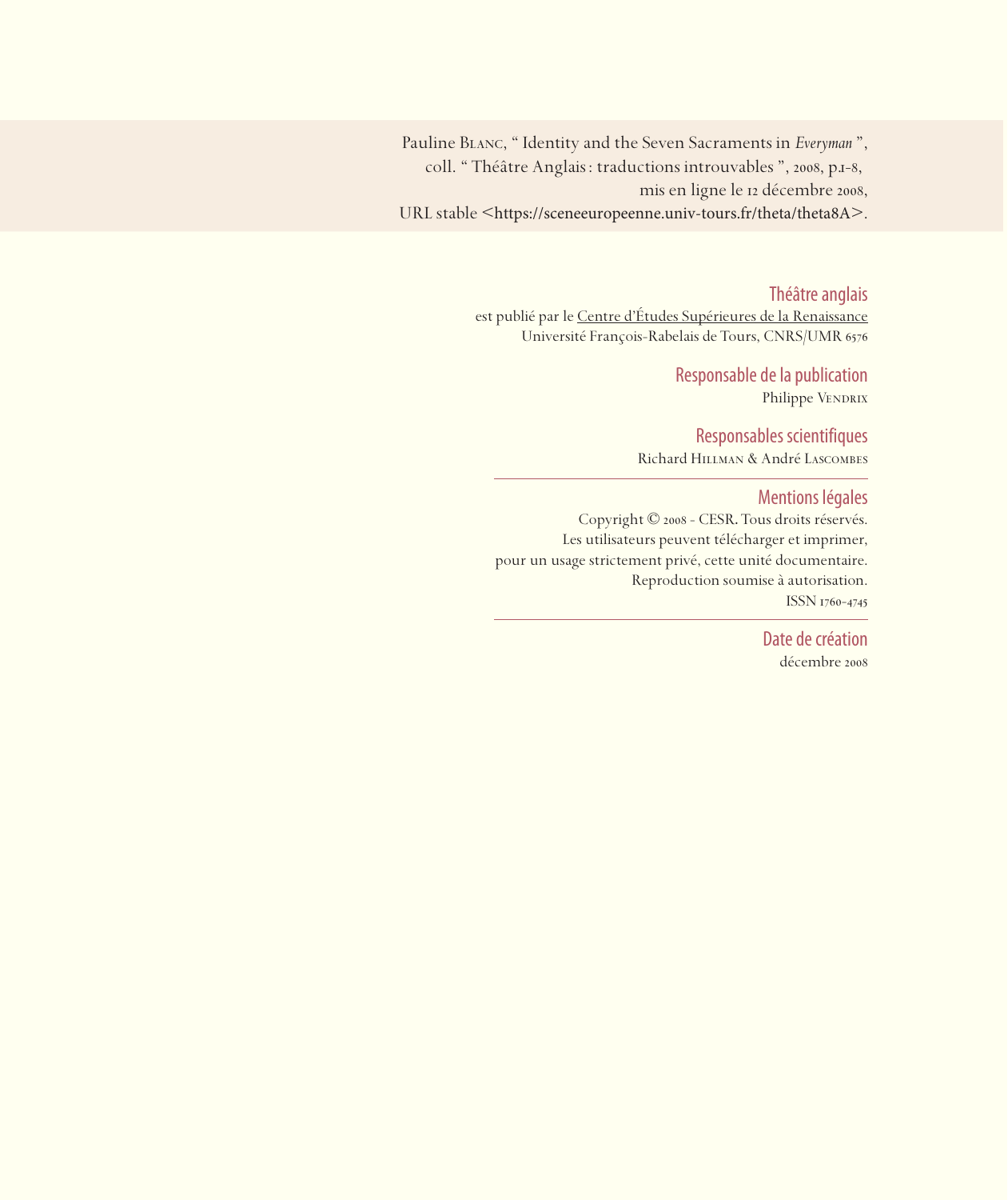Pauline Blanc, " Identity and the Seven Sacraments in *Everyman* ",
coll. " Théâtre Anglais : traductions introuvables ", 2008, p.1-8,
mis en ligne le 12 décembre 2008,
URL stable <https://sceneeuropeenne.univ-tours.fr/theta/theta8A>.

## Théâtre anglais

est publié par le Centre d'Études Supérieures de la Renaissance
Université François-Rabelais de Tours, CNRS/UMR 6576

## Responsable de la publication

Philippe Vendrix

## Responsables scientifiques

Richard Hillman & André Lascombes

---

## Mentions légales

Copyright © 2008 - CESR. Tous droits réservés.
Les utilisateurs peuvent télécharger et imprimer,
pour un usage strictement privé, cette unité documentaire.
Reproduction soumise à autorisation.
ISSN 1760-4745

---

## Date de création

décembre 2008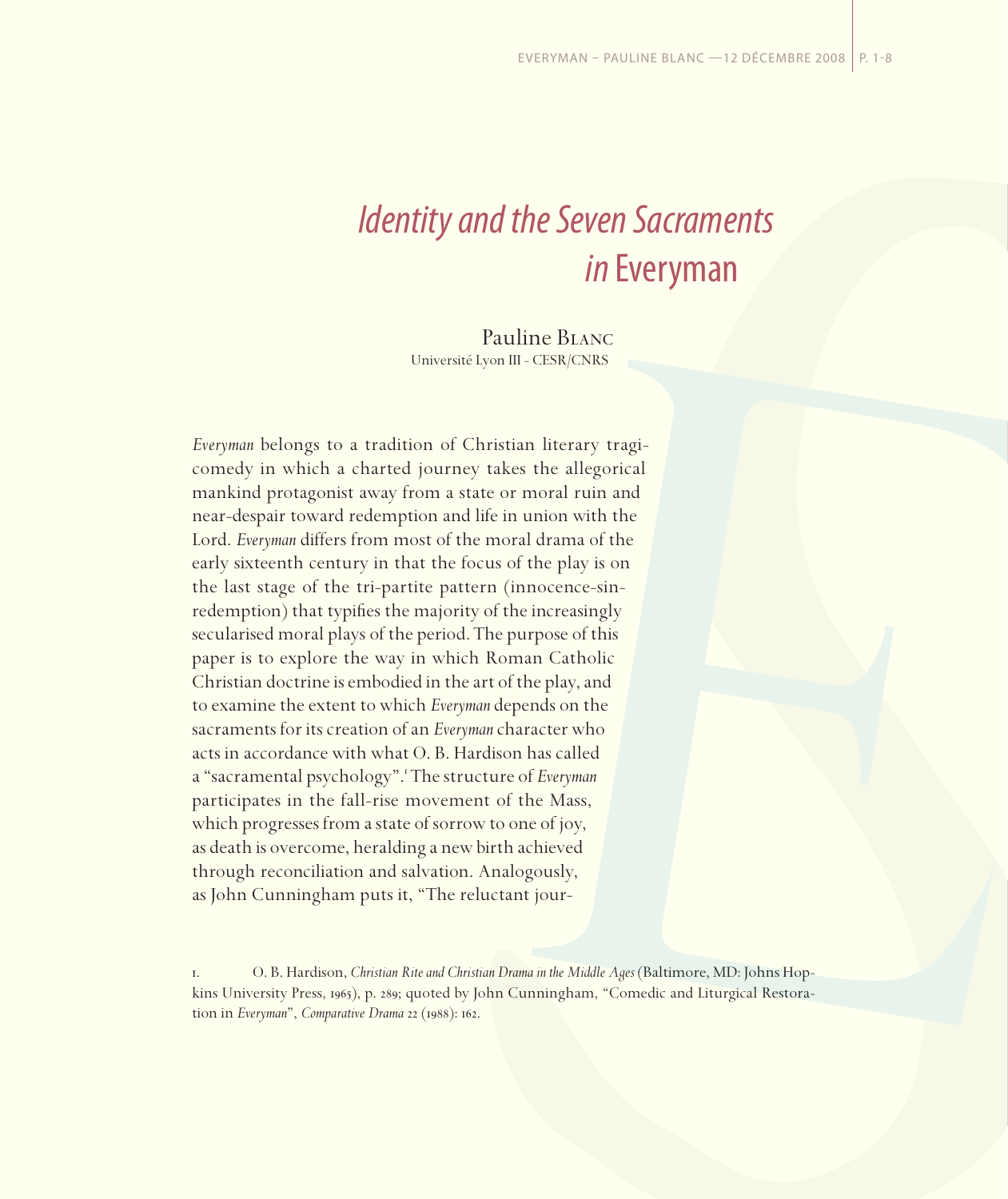# *Identity and the Seven Sacraments in* Everyman

Pauline Blanc
Université Lyon III - CESR/CNRS

*Everyman* belongs to a tradition of Christian literary tragicomedy in which a charted journey takes the allegorical mankind protagonist away from a state or moral ruin and near-despair toward redemption and life in union with the Lord. *Everyman* differs from most of the moral drama of the early sixteenth century in that the focus of the play is on the last stage of the tri-partite pattern (innocence-sin-redemption) that typifies the majority of the increasingly secularised moral plays of the period. The purpose of this paper is to explore the way in which Roman Catholic Christian doctrine is embodied in the art of the play, and to examine the extent to which *Everyman* depends on the sacraments for its creation of an *Everyman* character who acts in accordance with what O. B. Hardison has called a "sacramental psychology".[1] The structure of *Everyman* participates in the fall-rise movement of the Mass, which progresses from a state of sorrow to one of joy, as death is overcome, heralding a new birth achieved through reconciliation and salvation. Analogously, as John Cunningham puts it, "The reluctant jour-

1. O. B. Hardison, *Christian Rite and Christian Drama in the Middle Ages* (Baltimore, MD: Johns Hopkins University Press, 1965), p. 289; quoted by John Cunningham, "Comedic and Liturgical Restoration in *Everyman*", *Comparative Drama* 22 (1988): 162.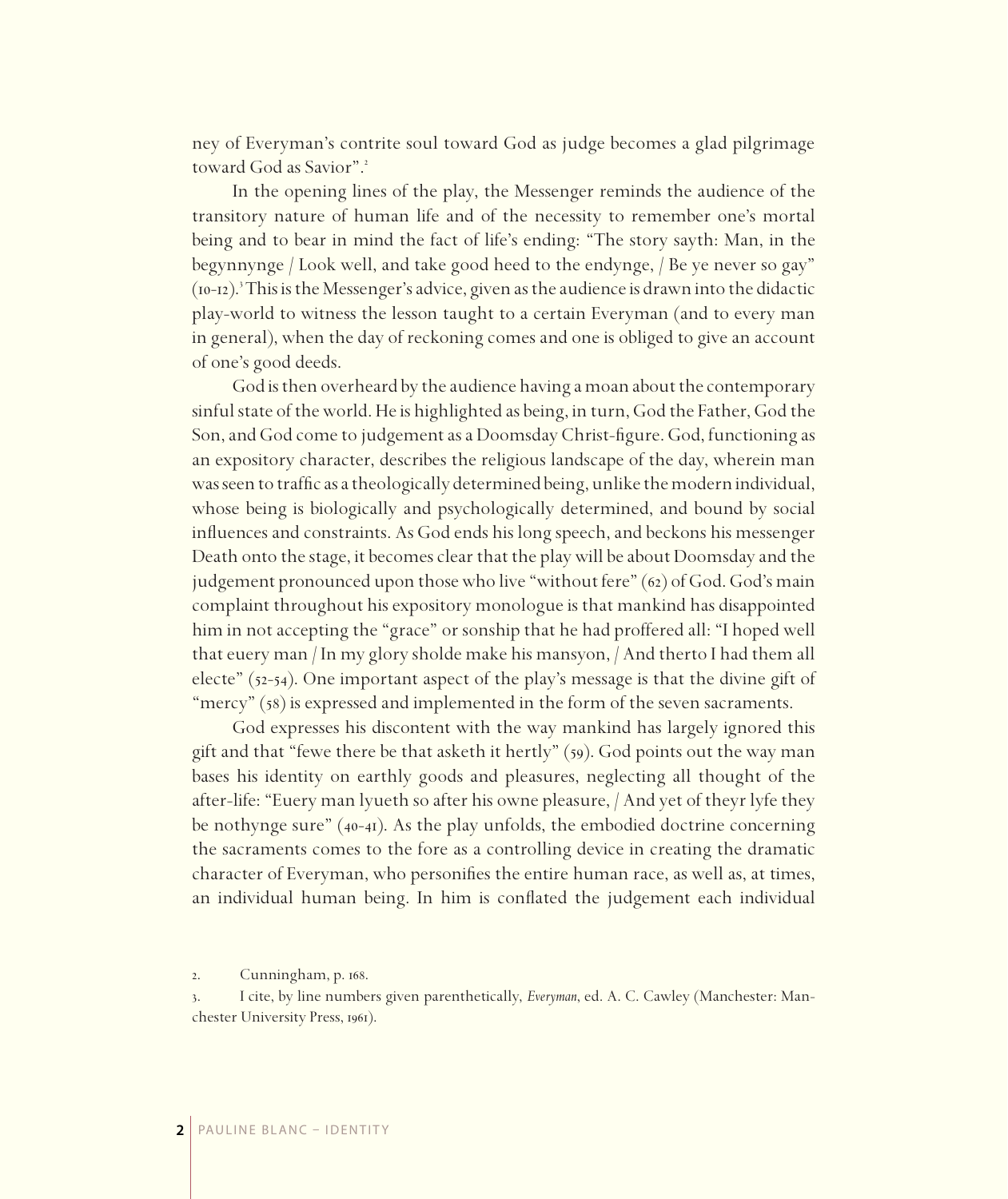ney of Everyman's contrite soul toward God as judge becomes a glad pilgrimage toward God as Savior".[2]

In the opening lines of the play, the Messenger reminds the audience of the transitory nature of human life and of the necessity to remember one's mortal being and to bear in mind the fact of life's ending: "The story sayth: Man, in the begynnynge / Look well, and take good heed to the endynge, / Be ye never so gay" (10-12).[3] This is the Messenger's advice, given as the audience is drawn into the didactic play-world to witness the lesson taught to a certain Everyman (and to every man in general), when the day of reckoning comes and one is obliged to give an account of one's good deeds.

God is then overheard by the audience having a moan about the contemporary sinful state of the world. He is highlighted as being, in turn, God the Father, God the Son, and God come to judgement as a Doomsday Christ-figure. God, functioning as an expository character, describes the religious landscape of the day, wherein man was seen to traffic as a theologically determined being, unlike the modern individual, whose being is biologically and psychologically determined, and bound by social influences and constraints. As God ends his long speech, and beckons his messenger Death onto the stage, it becomes clear that the play will be about Doomsday and the judgement pronounced upon those who live "without fere" (62) of God. God's main complaint throughout his expository monologue is that mankind has disappointed him in not accepting the "grace" or sonship that he had proffered all: "I hoped well that euery man / In my glory sholde make his mansyon, / And therto I had them all electe" (52-54). One important aspect of the play's message is that the divine gift of "mercy" (58) is expressed and implemented in the form of the seven sacraments.

God expresses his discontent with the way mankind has largely ignored this gift and that "fewe there be that asketh it hertly" (59). God points out the way man bases his identity on earthly goods and pleasures, neglecting all thought of the after-life: "Euery man lyueth so after his owne pleasure, / And yet of theyr lyfe they be nothynge sure" (40-41). As the play unfolds, the embodied doctrine concerning the sacraments comes to the fore as a controlling device in creating the dramatic character of Everyman, who personifies the entire human race, as well as, at times, an individual human being. In him is conflated the judgement each individual

2. Cunningham, p. 168.

3. I cite, by line numbers given parenthetically, *Everyman*, ed. A. C. Cawley (Manchester: Manchester University Press, 1961).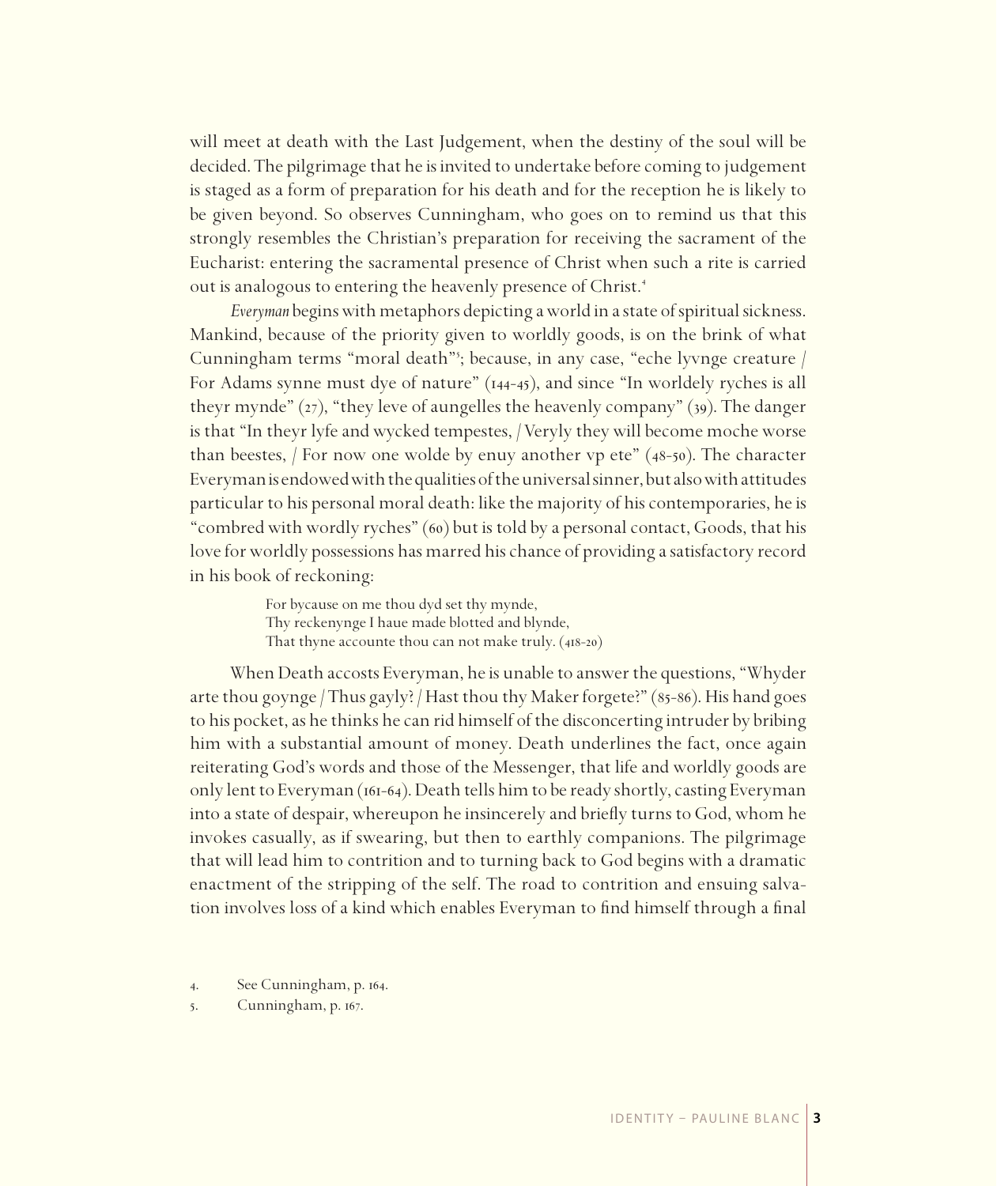will meet at death with the Last Judgement, when the destiny of the soul will be decided. The pilgrimage that he is invited to undertake before coming to judgement is staged as a form of preparation for his death and for the reception he is likely to be given beyond. So observes Cunningham, who goes on to remind us that this strongly resembles the Christian's preparation for receiving the sacrament of the Eucharist: entering the sacramental presence of Christ when such a rite is carried out is analogous to entering the heavenly presence of Christ.[4]

*Everyman* begins with metaphors depicting a world in a state of spiritual sickness. Mankind, because of the priority given to worldly goods, is on the brink of what Cunningham terms "moral death"[5]; because, in any case, "eche lyvnge creature / For Adams synne must dye of nature" (144-45), and since "In worldely ryches is all theyr mynde" (27), "they leve of aungelles the heavenly company" (39). The danger is that "In theyr lyfe and wycked tempestes, / Veryly they will become moche worse than beestes, / For now one wolde by enuy another vp ete" (48-50). The character Everyman is endowed with the qualities of the universal sinner, but also with attitudes particular to his personal moral death: like the majority of his contemporaries, he is "combred with wordly ryches" (60) but is told by a personal contact, Goods, that his love for worldly possessions has marred his chance of providing a satisfactory record in his book of reckoning:

> For bycause on me thou dyd set thy mynde,
> Thy reckenynge I haue made blotted and blynde,
> That thyne accounte thou can not make truly. (418-20)

When Death accosts Everyman, he is unable to answer the questions, "Whyder arte thou goynge / Thus gayly? / Hast thou thy Maker forgete?" (85-86). His hand goes to his pocket, as he thinks he can rid himself of the disconcerting intruder by bribing him with a substantial amount of money. Death underlines the fact, once again reiterating God's words and those of the Messenger, that life and worldly goods are only lent to Everyman (161-64). Death tells him to be ready shortly, casting Everyman into a state of despair, whereupon he insincerely and briefly turns to God, whom he invokes casually, as if swearing, but then to earthly companions. The pilgrimage that will lead him to contrition and to turning back to God begins with a dramatic enactment of the stripping of the self. The road to contrition and ensuing salvation involves loss of a kind which enables Everyman to find himself through a final

4. See Cunningham, p. 164.
5. Cunningham, p. 167.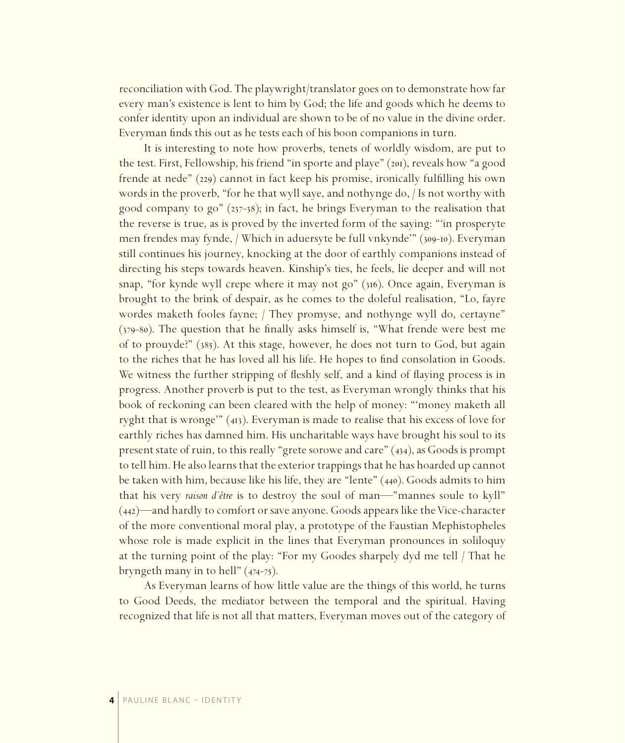reconciliation with God. The playwright/translator goes on to demonstrate how far every man's existence is lent to him by God; the life and goods which he deems to confer identity upon an individual are shown to be of no value in the divine order. Everyman finds this out as he tests each of his boon companions in turn.

It is interesting to note how proverbs, tenets of worldly wisdom, are put to the test. First, Fellowship, his friend "in sporte and playe" (201), reveals how "a good frende at nede" (229) cannot in fact keep his promise, ironically fulfilling his own words in the proverb, "for he that wyll saye, and nothynge do, / Is not worthy with good company to go" (237-38); in fact, he brings Everyman to the realisation that the reverse is true, as is proved by the inverted form of the saying: "'in prosperyte men frendes may fynde, / Which in aduersyte be full vnkynde'" (309-10). Everyman still continues his journey, knocking at the door of earthly companions instead of directing his steps towards heaven. Kinship's ties, he feels, lie deeper and will not snap, "for kynde wyll crepe where it may not go" (316). Once again, Everyman is brought to the brink of despair, as he comes to the doleful realisation, "Lo, fayre wordes maketh fooles fayne; / They promyse, and nothynge wyll do, certayne" (379-80). The question that he finally asks himself is, "What frende were best me of to prouyde?" (385). At this stage, however, he does not turn to God, but again to the riches that he has loved all his life. He hopes to find consolation in Goods. We witness the further stripping of fleshly self, and a kind of flaying process is in progress. Another proverb is put to the test, as Everyman wrongly thinks that his book of reckoning can been cleared with the help of money: "'money maketh all ryght that is wronge'" (413). Everyman is made to realise that his excess of love for earthly riches has damned him. His uncharitable ways have brought his soul to its present state of ruin, to this really "grete sorowe and care" (434), as Goods is prompt to tell him. He also learns that the exterior trappings that he has hoarded up cannot be taken with him, because like his life, they are "lente" (440). Goods admits to him that his very *raison d'être* is to destroy the soul of man—"mannes soule to kyll" (442)—and hardly to comfort or save anyone. Goods appears like the Vice-character of the more conventional moral play, a prototype of the Faustian Mephistopheles whose role is made explicit in the lines that Everyman pronounces in soliloquy at the turning point of the play: "For my Goodes sharpely dyd me tell / That he bryngeth many in to hell" (474-75).

As Everyman learns of how little value are the things of this world, he turns to Good Deeds, the mediator between the temporal and the spiritual. Having recognized that life is not all that matters, Everyman moves out of the category of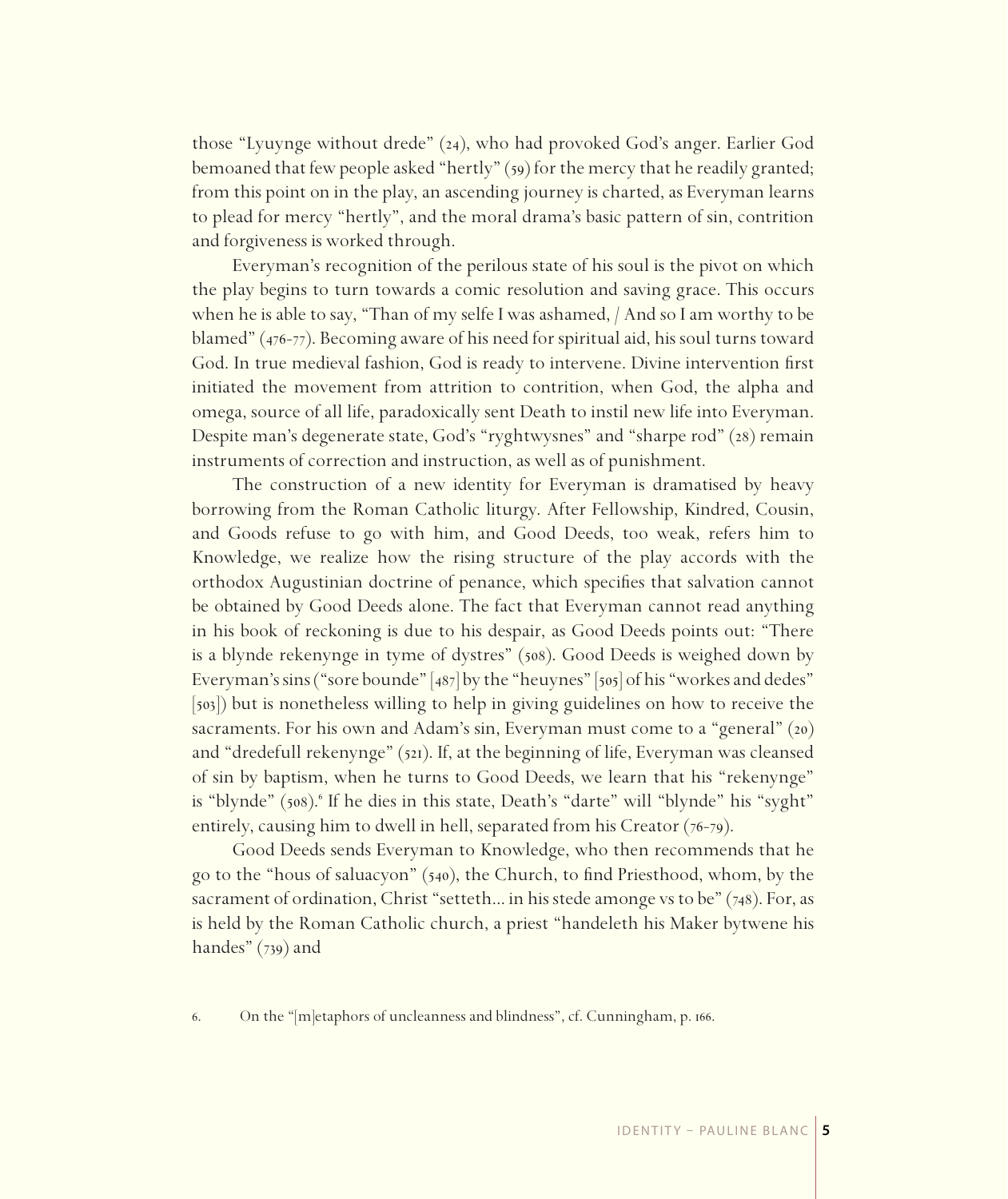those "Lyuynge without drede" (24), who had provoked God's anger. Earlier God bemoaned that few people asked "hertly" (59) for the mercy that he readily granted; from this point on in the play, an ascending journey is charted, as Everyman learns to plead for mercy "hertly", and the moral drama's basic pattern of sin, contrition and forgiveness is worked through.

Everyman's recognition of the perilous state of his soul is the pivot on which the play begins to turn towards a comic resolution and saving grace. This occurs when he is able to say, "Than of my selfe I was ashamed, / And so I am worthy to be blamed" (476-77). Becoming aware of his need for spiritual aid, his soul turns toward God. In true medieval fashion, God is ready to intervene. Divine intervention first initiated the movement from attrition to contrition, when God, the alpha and omega, source of all life, paradoxically sent Death to instil new life into Everyman. Despite man's degenerate state, God's "ryghtwysnes" and "sharpe rod" (28) remain instruments of correction and instruction, as well as of punishment.

The construction of a new identity for Everyman is dramatised by heavy borrowing from the Roman Catholic liturgy. After Fellowship, Kindred, Cousin, and Goods refuse to go with him, and Good Deeds, too weak, refers him to Knowledge, we realize how the rising structure of the play accords with the orthodox Augustinian doctrine of penance, which specifies that salvation cannot be obtained by Good Deeds alone. The fact that Everyman cannot read anything in his book of reckoning is due to his despair, as Good Deeds points out: "There is a blynde rekenynge in tyme of dystres" (508). Good Deeds is weighed down by Everyman's sins ("sore bounde" [487] by the "heuynes" [505] of his "workes and dedes" [503]) but is nonetheless willing to help in giving guidelines on how to receive the sacraments. For his own and Adam's sin, Everyman must come to a "general" (20) and "dredefull rekenynge" (521). If, at the beginning of life, Everyman was cleansed of sin by baptism, when he turns to Good Deeds, we learn that his "rekenynge" is "blynde" (508).[6] If he dies in this state, Death's "darte" will "blynde" his "syght" entirely, causing him to dwell in hell, separated from his Creator (76-79).

Good Deeds sends Everyman to Knowledge, who then recommends that he go to the "hous of saluacyon" (540), the Church, to find Priesthood, whom, by the sacrament of ordination, Christ "setteth... in his stede amonge vs to be" (748). For, as is held by the Roman Catholic church, a priest "handeleth his Maker bytwene his handes" (739) and

6. On the "[m]etaphors of uncleanness and blindness", cf. Cunningham, p. 166.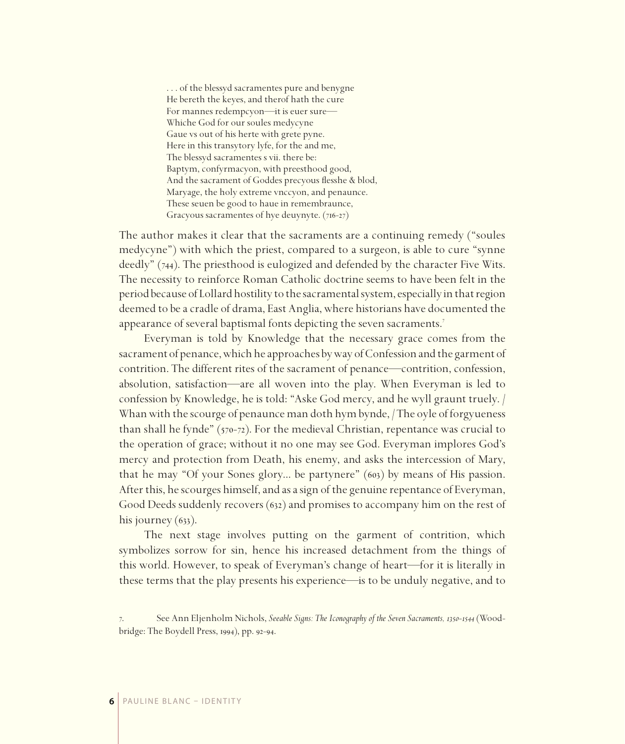> . . . of the blessyd sacramentes pure and benygne
> He bereth the keyes, and therof hath the cure
> For mannes redempcyon—it is euer sure—
> Whiche God for our soules medycyne
> Gaue vs out of his herte with grete pyne.
> Here in this transytory lyfe, for the and me,
> The blessyd sacramentes s vii. there be:
> Baptym, confyrmacyon, with preesthood good,
> And the sacrament of Goddes precyous flesshe & blod,
> Maryage, the holy extreme vnccyon, and penaunce.
> These seuen be good to haue in remembraunce,
> Gracyous sacramentes of hye deuynyte. (716-27)

The author makes it clear that the sacraments are a continuing remedy ("soules medycyne") with which the priest, compared to a surgeon, is able to cure "synne deedly" (744). The priesthood is eulogized and defended by the character Five Wits. The necessity to reinforce Roman Catholic doctrine seems to have been felt in the period because of Lollard hostility to the sacramental system, especially in that region deemed to be a cradle of drama, East Anglia, where historians have documented the appearance of several baptismal fonts depicting the seven sacraments.[7]

Everyman is told by Knowledge that the necessary grace comes from the sacrament of penance, which he approaches by way of Confession and the garment of contrition. The different rites of the sacrament of penance—contrition, confession, absolution, satisfaction—are all woven into the play. When Everyman is led to confession by Knowledge, he is told: "Aske God mercy, and he wyll graunt truely. / Whan with the scourge of penaunce man doth hym bynde, / The oyle of forgyueness than shall he fynde" (570-72). For the medieval Christian, repentance was crucial to the operation of grace; without it no one may see God. Everyman implores God's mercy and protection from Death, his enemy, and asks the intercession of Mary, that he may "Of your Sones glory... be partynere" (603) by means of His passion. After this, he scourges himself, and as a sign of the genuine repentance of Everyman, Good Deeds suddenly recovers (632) and promises to accompany him on the rest of his journey (633).

The next stage involves putting on the garment of contrition, which symbolizes sorrow for sin, hence his increased detachment from the things of this world. However, to speak of Everyman's change of heart—for it is literally in these terms that the play presents his experience—is to be unduly negative, and to

7. See Ann Eljenholm Nichols, *Seeable Signs: The Iconography of the Seven Sacraments, 1350-1544* (Woodbridge: The Boydell Press, 1994), pp. 92-94.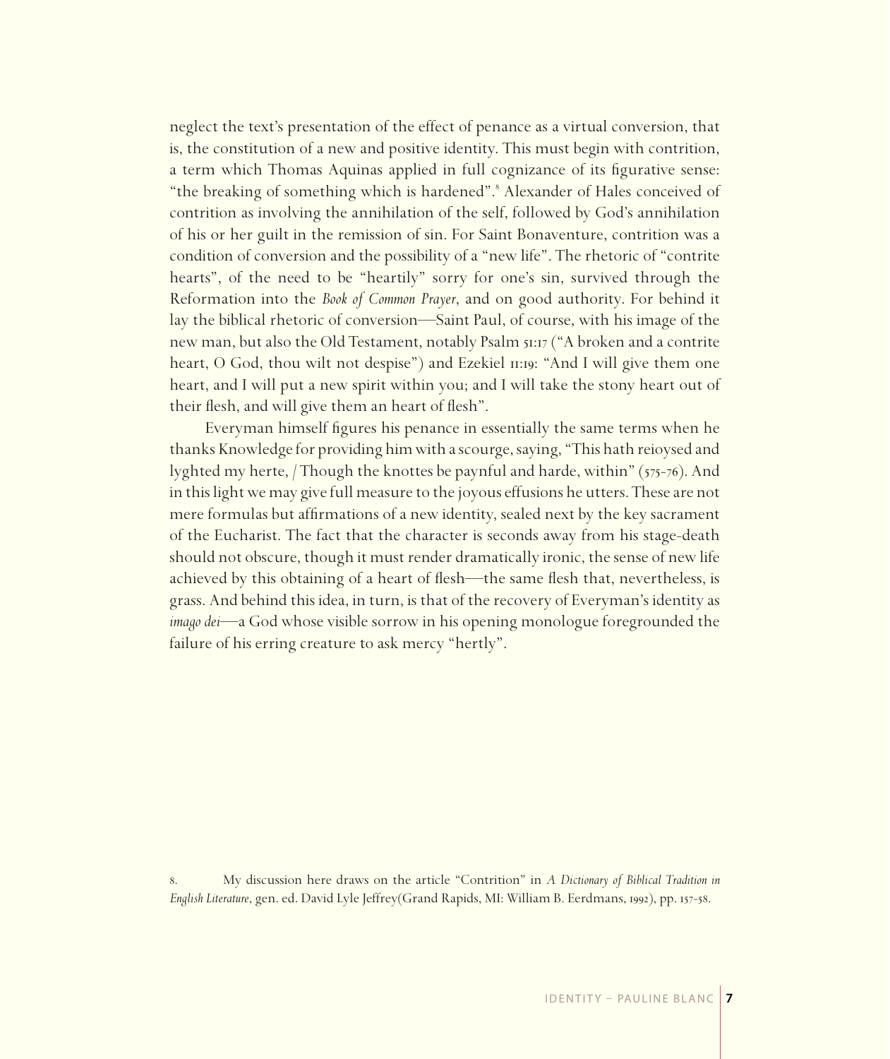neglect the text's presentation of the effect of penance as a virtual conversion, that is, the constitution of a new and positive identity. This must begin with contrition, a term which Thomas Aquinas applied in full cognizance of its figurative sense: "the breaking of something which is hardened".[8] Alexander of Hales conceived of contrition as involving the annihilation of the self, followed by God's annihilation of his or her guilt in the remission of sin. For Saint Bonaventure, contrition was a condition of conversion and the possibility of a "new life". The rhetoric of "contrite hearts", of the need to be "heartily" sorry for one's sin, survived through the Reformation into the *Book of Common Prayer*, and on good authority. For behind it lay the biblical rhetoric of conversion—Saint Paul, of course, with his image of the new man, but also the Old Testament, notably Psalm 51:17 ("A broken and a contrite heart, O God, thou wilt not despise") and Ezekiel 11:19: "And I will give them one heart, and I will put a new spirit within you; and I will take the stony heart out of their flesh, and will give them an heart of flesh".

Everyman himself figures his penance in essentially the same terms when he thanks Knowledge for providing him with a scourge, saying, "This hath reioysed and lyghted my herte, / Though the knottes be paynful and harde, within" (575-76). And in this light we may give full measure to the joyous effusions he utters. These are not mere formulas but affirmations of a new identity, sealed next by the key sacrament of the Eucharist. The fact that the character is seconds away from his stage-death should not obscure, though it must render dramatically ironic, the sense of new life achieved by this obtaining of a heart of flesh—the same flesh that, nevertheless, is grass. And behind this idea, in turn, is that of the recovery of Everyman's identity as *imago dei*—a God whose visible sorrow in his opening monologue foregrounded the failure of his erring creature to ask mercy "hertly".

8. My discussion here draws on the article "Contrition" in *A Dictionary of Biblical Tradition in English Literature*, gen. ed. David Lyle Jeffrey(Grand Rapids, MI: William B. Eerdmans, 1992), pp. 157-58.